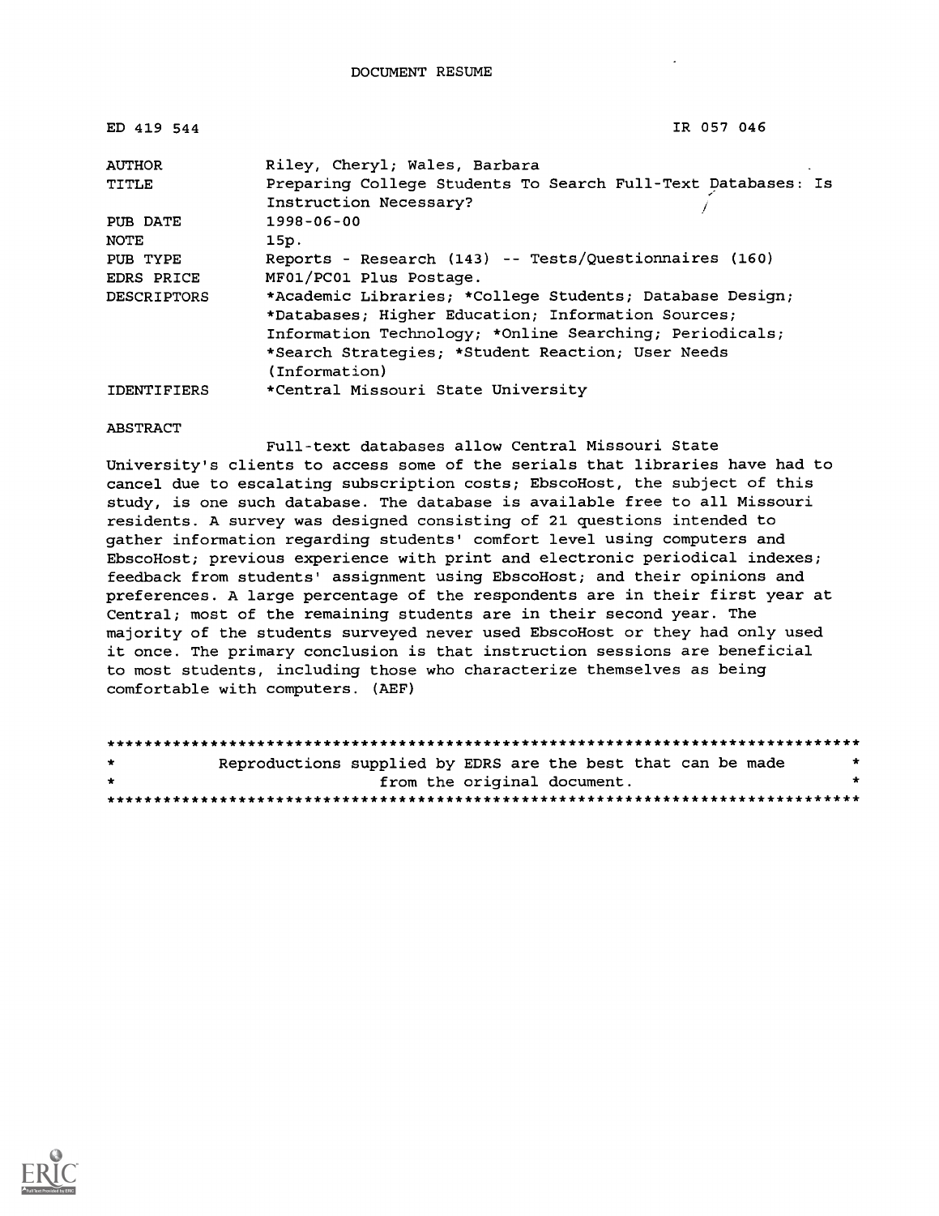DOCUMENT RESUME

| | |
|---|---|
| ED 419 544 | IR 057 046 |
| AUTHOR | Riley, Cheryl; Wales, Barbara |
| TITLE | Preparing College Students To Search Full-Text Databases: Is Instruction Necessary? |
| PUB DATE | 1998-06-00 |
| NOTE | 15p. |
| PUB TYPE | Reports - Research (143) -- Tests/Questionnaires (160) |
| EDRS PRICE | MF01/PC01 Plus Postage. |
| DESCRIPTORS | *Academic Libraries; *College Students; Database Design; *Databases; Higher Education; Information Sources; Information Technology; *Online Searching; Periodicals; *Search Strategies; *Student Reaction; User Needs (Information) |
| IDENTIFIERS | *Central Missouri State University |

ABSTRACT

Full-text databases allow Central Missouri State University's clients to access some of the serials that libraries have had to cancel due to escalating subscription costs; EbscoHost, the subject of this study, is one such database. The database is available free to all Missouri residents. A survey was designed consisting of 21 questions intended to gather information regarding students' comfort level using computers and EbscoHost; previous experience with print and electronic periodical indexes; feedback from students' assignment using EbscoHost; and their opinions and preferences. A large percentage of the respondents are in their first year at Central; most of the remaining students are in their second year. The majority of the students surveyed never used EbscoHost or they had only used it once. The primary conclusion is that instruction sessions are beneficial to most students, including those who characterize themselves as being comfortable with computers. (AEF)

********************************************************************************
* Reproductions supplied by EDRS are the best that can be made *
* from the original document. *
********************************************************************************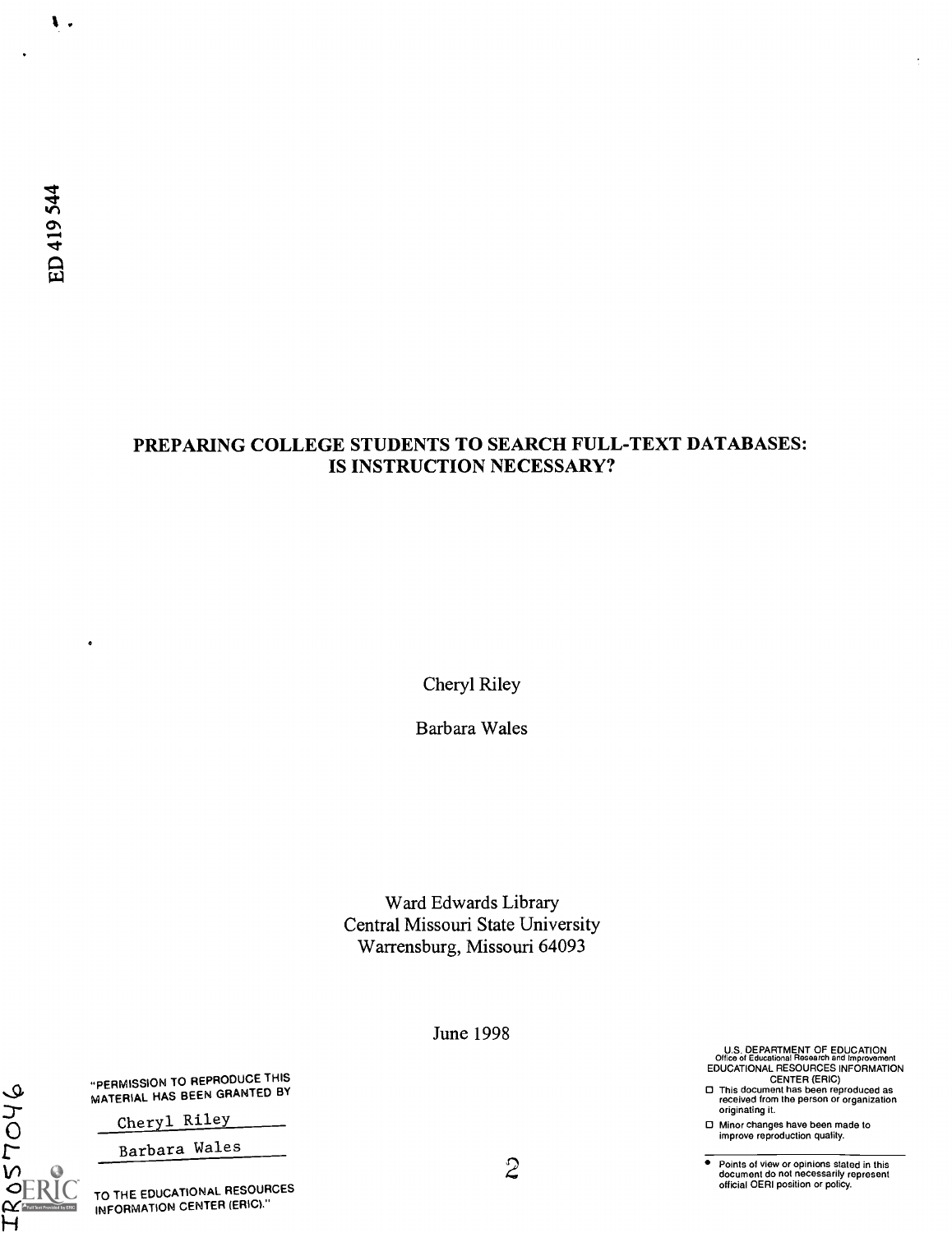ED 419 544

# PREPARING COLLEGE STUDENTS TO SEARCH FULL-TEXT DATABASES: IS INSTRUCTION NECESSARY?

Cheryl Riley

Barbara Wales

Ward Edwards Library
Central Missouri State University
Warrensburg, Missouri 64093

June 1998

"PERMISSION TO REPRODUCE THIS MATERIAL HAS BEEN GRANTED BY

Cheryl Riley

Barbara Wales

TO THE EDUCATIONAL RESOURCES INFORMATION CENTER (ERIC)."

U.S. DEPARTMENT OF EDUCATION
Office of Educational Research and Improvement
EDUCATIONAL RESOURCES INFORMATION CENTER (ERIC)

- This document has been reproduced as received from the person or organization originating it.
- Minor changes have been made to improve reproduction quality.

- Points of view or opinions stated in this document do not necessarily represent official OERI position or policy.

IR057046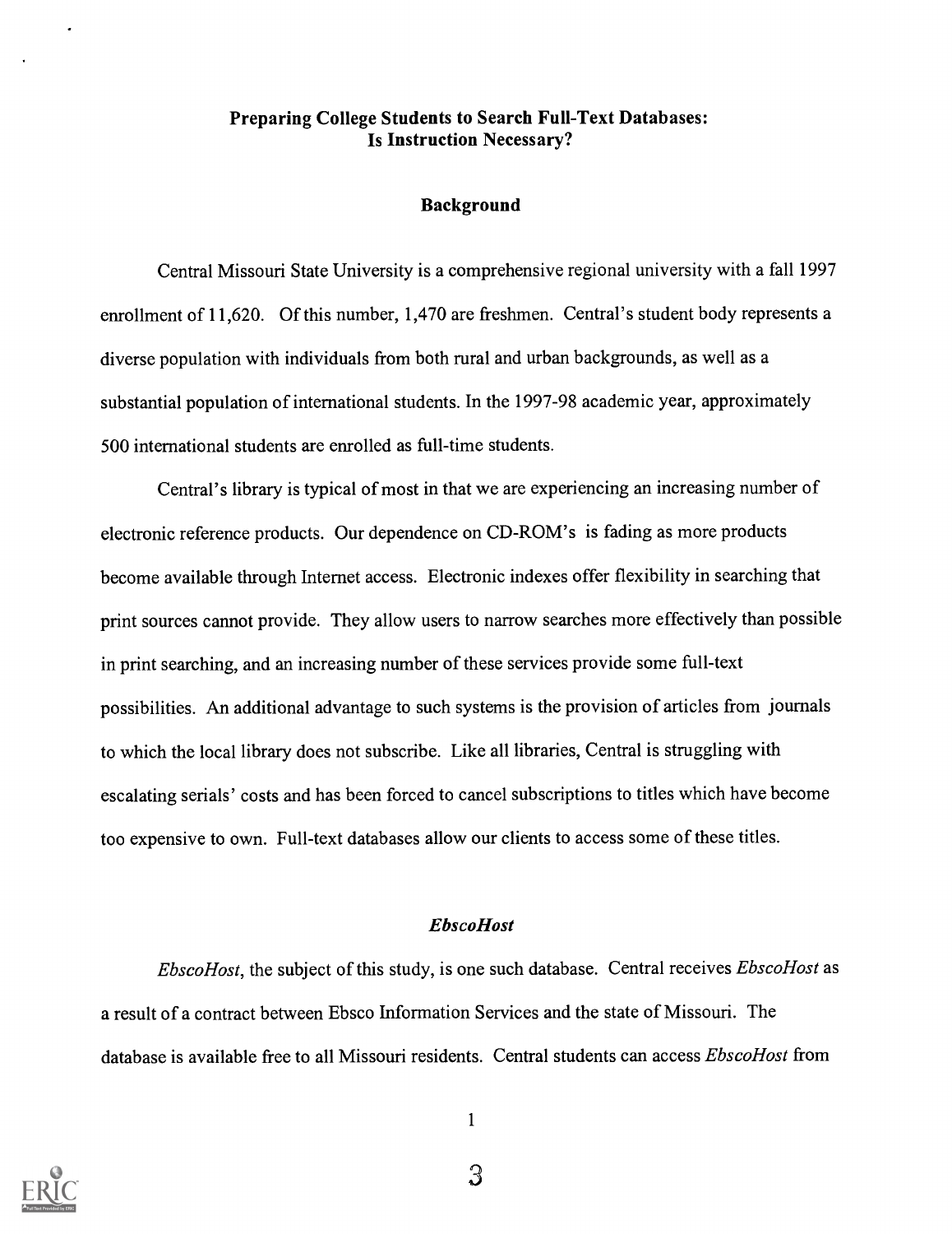# Preparing College Students to Search Full-Text Databases: Is Instruction Necessary?

## Background

Central Missouri State University is a comprehensive regional university with a fall 1997 enrollment of 11,620. Of this number, 1,470 are freshmen. Central's student body represents a diverse population with individuals from both rural and urban backgrounds, as well as a substantial population of international students. In the 1997-98 academic year, approximately 500 international students are enrolled as full-time students.

Central's library is typical of most in that we are experiencing an increasing number of electronic reference products. Our dependence on CD-ROM's is fading as more products become available through Internet access. Electronic indexes offer flexibility in searching that print sources cannot provide. They allow users to narrow searches more effectively than possible in print searching, and an increasing number of these services provide some full-text possibilities. An additional advantage to such systems is the provision of articles from journals to which the local library does not subscribe. Like all libraries, Central is struggling with escalating serials' costs and has been forced to cancel subscriptions to titles which have become too expensive to own. Full-text databases allow our clients to access some of these titles.

### *EbscoHost*

*EbscoHost*, the subject of this study, is one such database. Central receives *EbscoHost* as a result of a contract between Ebsco Information Services and the state of Missouri. The database is available free to all Missouri residents. Central students can access *EbscoHost* from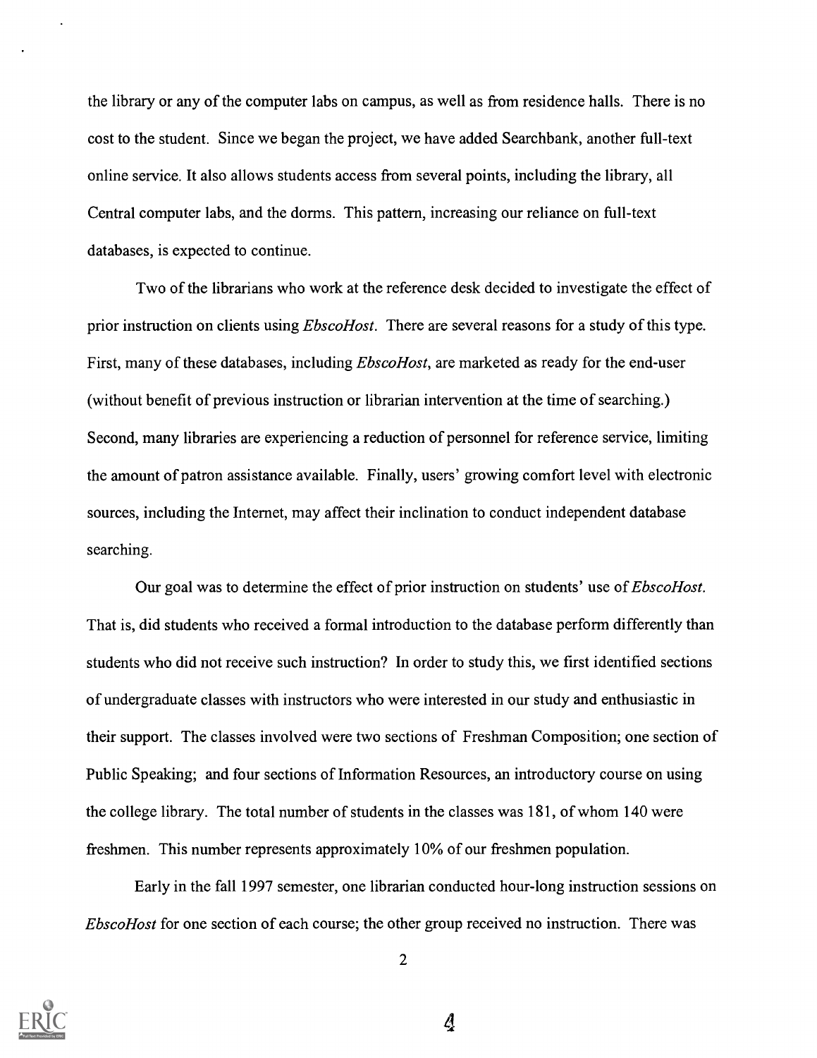the library or any of the computer labs on campus, as well as from residence halls. There is no cost to the student. Since we began the project, we have added Searchbank, another full-text online service. It also allows students access from several points, including the library, all Central computer labs, and the dorms. This pattern, increasing our reliance on full-text databases, is expected to continue.

Two of the librarians who work at the reference desk decided to investigate the effect of prior instruction on clients using *EbscoHost*. There are several reasons for a study of this type. First, many of these databases, including *EbscoHost*, are marketed as ready for the end-user (without benefit of previous instruction or librarian intervention at the time of searching.) Second, many libraries are experiencing a reduction of personnel for reference service, limiting the amount of patron assistance available. Finally, users' growing comfort level with electronic sources, including the Internet, may affect their inclination to conduct independent database searching.

Our goal was to determine the effect of prior instruction on students' use of *EbscoHost*. That is, did students who received a formal introduction to the database perform differently than students who did not receive such instruction? In order to study this, we first identified sections of undergraduate classes with instructors who were interested in our study and enthusiastic in their support. The classes involved were two sections of Freshman Composition; one section of Public Speaking; and four sections of Information Resources, an introductory course on using the college library. The total number of students in the classes was 181, of whom 140 were freshmen. This number represents approximately 10% of our freshmen population.

Early in the fall 1997 semester, one librarian conducted hour-long instruction sessions on *EbscoHost* for one section of each course; the other group received no instruction. There was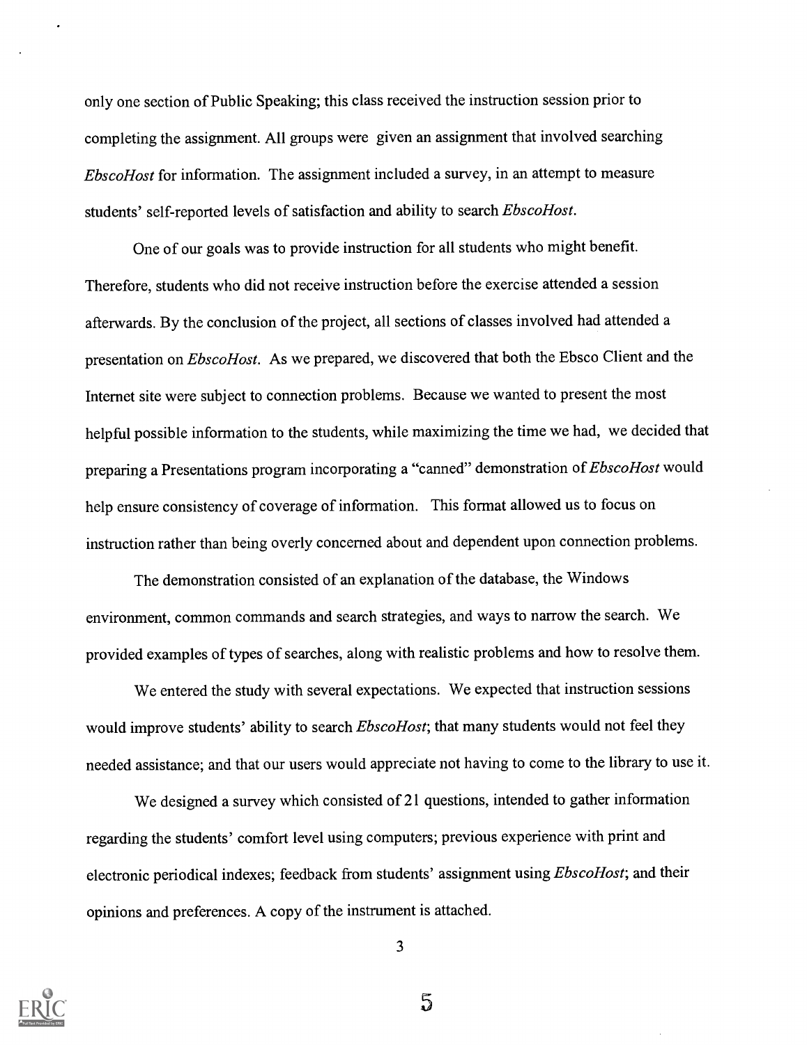only one section of Public Speaking; this class received the instruction session prior to completing the assignment. All groups were given an assignment that involved searching *EbscoHost* for information. The assignment included a survey, in an attempt to measure students' self-reported levels of satisfaction and ability to search *EbscoHost*.

One of our goals was to provide instruction for all students who might benefit. Therefore, students who did not receive instruction before the exercise attended a session afterwards. By the conclusion of the project, all sections of classes involved had attended a presentation on *EbscoHost*. As we prepared, we discovered that both the Ebsco Client and the Internet site were subject to connection problems. Because we wanted to present the most helpful possible information to the students, while maximizing the time we had, we decided that preparing a Presentations program incorporating a "canned" demonstration of *EbscoHost* would help ensure consistency of coverage of information. This format allowed us to focus on instruction rather than being overly concerned about and dependent upon connection problems.

The demonstration consisted of an explanation of the database, the Windows environment, common commands and search strategies, and ways to narrow the search. We provided examples of types of searches, along with realistic problems and how to resolve them.

We entered the study with several expectations. We expected that instruction sessions would improve students' ability to search *EbscoHost*; that many students would not feel they needed assistance; and that our users would appreciate not having to come to the library to use it.

We designed a survey which consisted of 21 questions, intended to gather information regarding the students' comfort level using computers; previous experience with print and electronic periodical indexes; feedback from students' assignment using *EbscoHost*; and their opinions and preferences. A copy of the instrument is attached.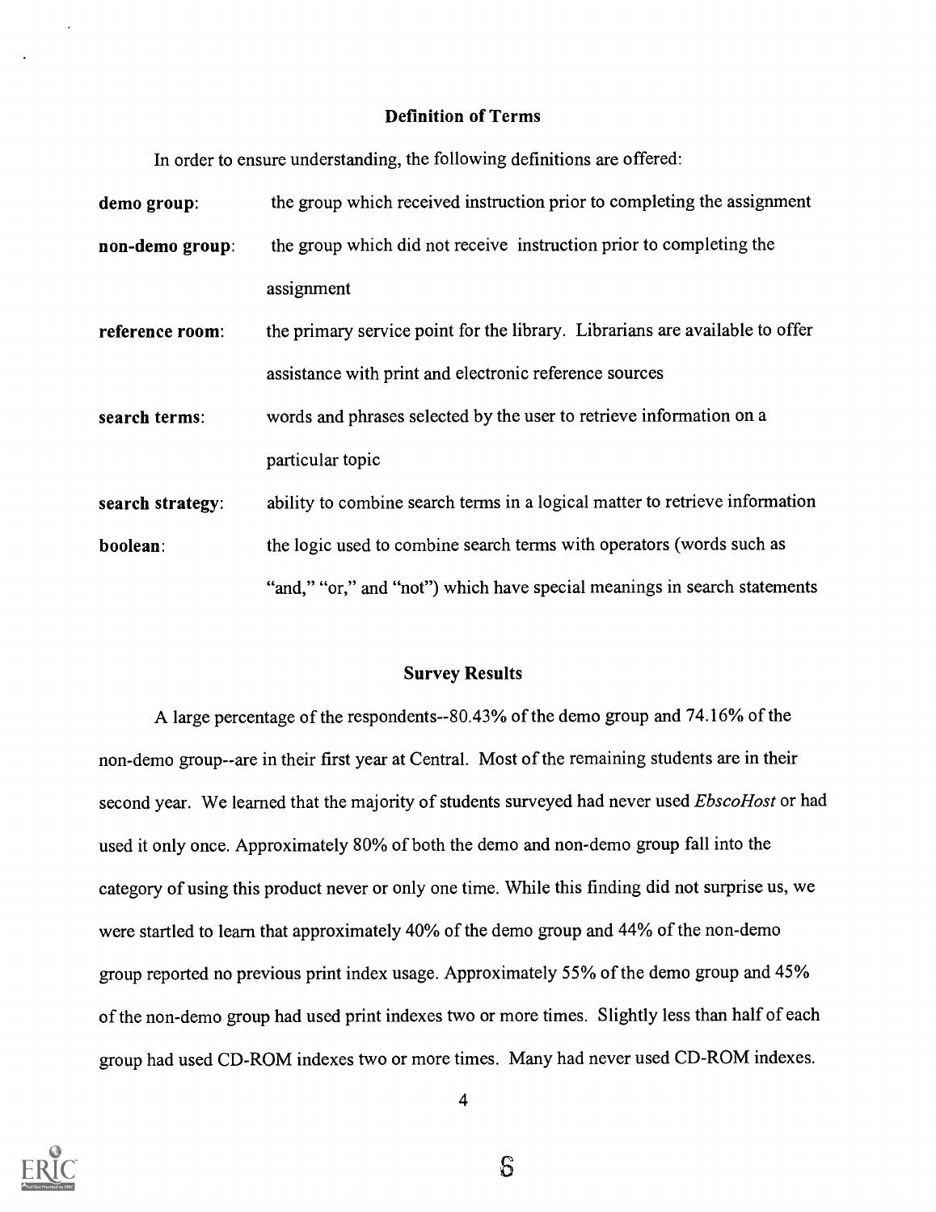## Definition of Terms

In order to ensure understanding, the following definitions are offered:

**demo group**: the group which received instruction prior to completing the assignment

**non-demo group**: the group which did not receive instruction prior to completing the assignment

**reference room**: the primary service point for the library. Librarians are available to offer assistance with print and electronic reference sources

**search terms**: words and phrases selected by the user to retrieve information on a particular topic

**search strategy**: ability to combine search terms in a logical matter to retrieve information

**boolean**: the logic used to combine search terms with operators (words such as "and," "or," and "not") which have special meanings in search statements

## Survey Results

A large percentage of the respondents--80.43% of the demo group and 74.16% of the non-demo group--are in their first year at Central. Most of the remaining students are in their second year. We learned that the majority of students surveyed had never used *EbscoHost* or had used it only once. Approximately 80% of both the demo and non-demo group fall into the category of using this product never or only one time. While this finding did not surprise us, we were startled to learn that approximately 40% of the demo group and 44% of the non-demo group reported no previous print index usage. Approximately 55% of the demo group and 45% of the non-demo group had used print indexes two or more times. Slightly less than half of each group had used CD-ROM indexes two or more times. Many had never used CD-ROM indexes.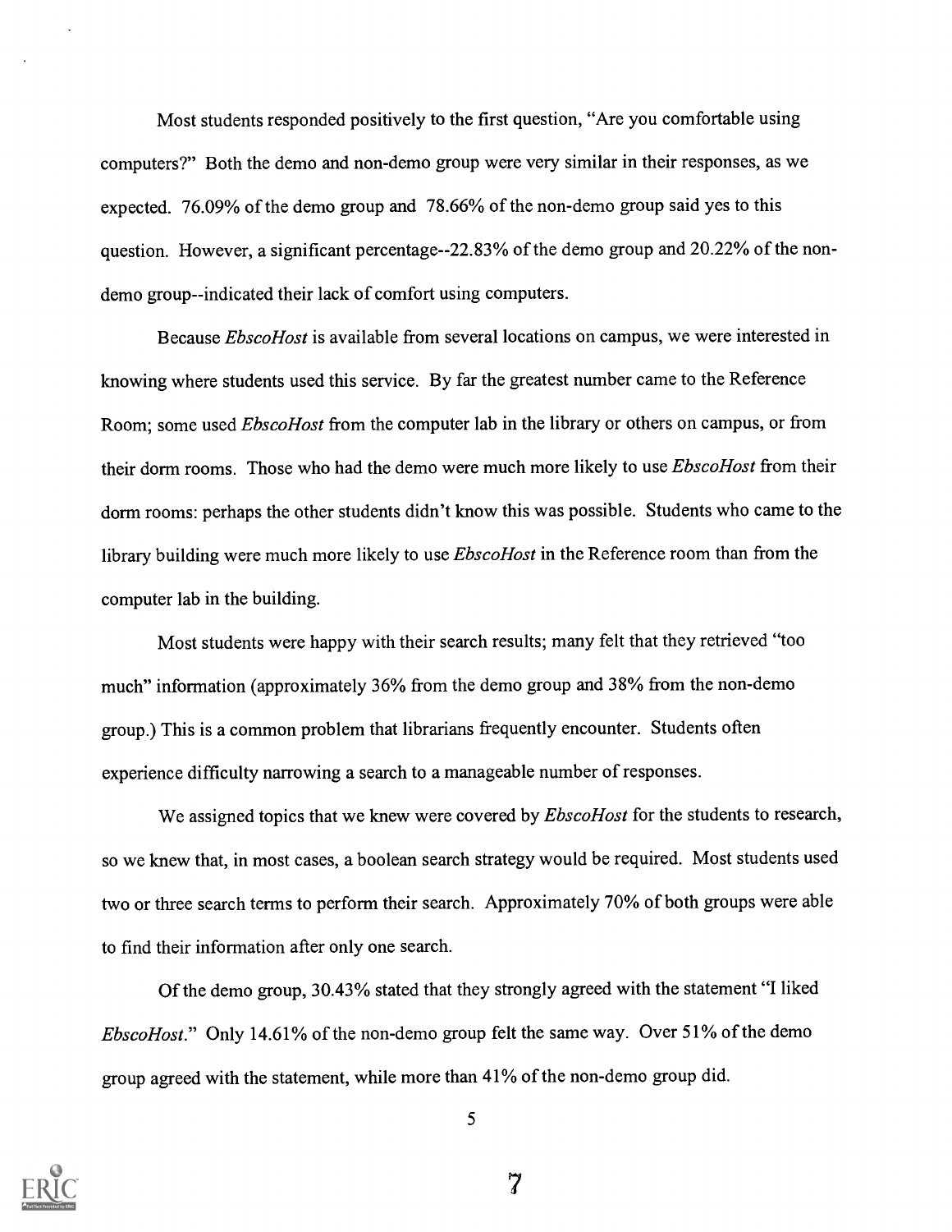Most students responded positively to the first question, "Are you comfortable using computers?" Both the demo and non-demo group were very similar in their responses, as we expected. 76.09% of the demo group and 78.66% of the non-demo group said yes to this question. However, a significant percentage--22.83% of the demo group and 20.22% of the non-demo group--indicated their lack of comfort using computers.

Because *EbscoHost* is available from several locations on campus, we were interested in knowing where students used this service. By far the greatest number came to the Reference Room; some used *EbscoHost* from the computer lab in the library or others on campus, or from their dorm rooms. Those who had the demo were much more likely to use *EbscoHost* from their dorm rooms: perhaps the other students didn't know this was possible. Students who came to the library building were much more likely to use *EbscoHost* in the Reference room than from the computer lab in the building.

Most students were happy with their search results; many felt that they retrieved "too much" information (approximately 36% from the demo group and 38% from the non-demo group.) This is a common problem that librarians frequently encounter. Students often experience difficulty narrowing a search to a manageable number of responses.

We assigned topics that we knew were covered by *EbscoHost* for the students to research, so we knew that, in most cases, a boolean search strategy would be required. Most students used two or three search terms to perform their search. Approximately 70% of both groups were able to find their information after only one search.

Of the demo group, 30.43% stated that they strongly agreed with the statement "I liked *EbscoHost*." Only 14.61% of the non-demo group felt the same way. Over 51% of the demo group agreed with the statement, while more than 41% of the non-demo group did.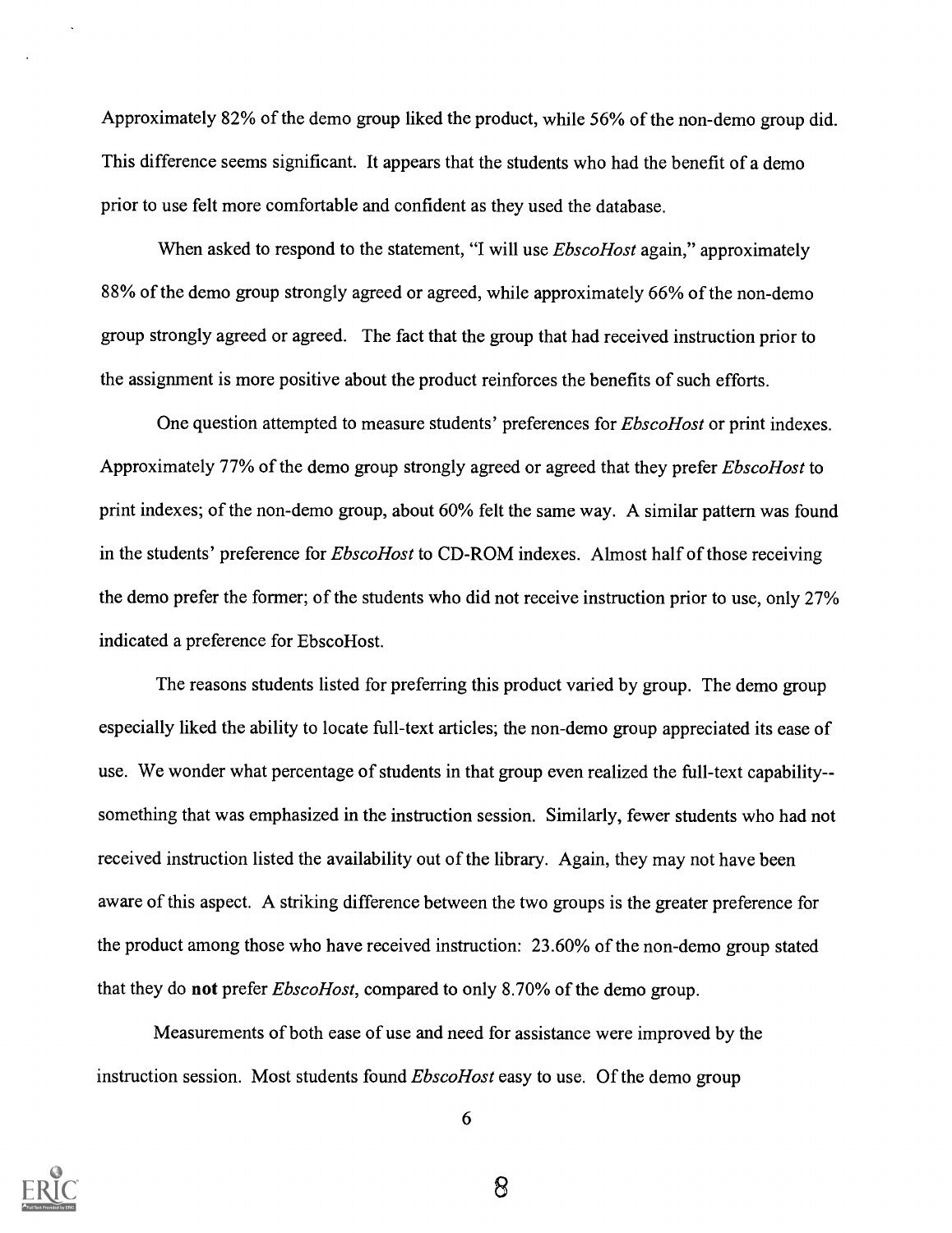Approximately 82% of the demo group liked the product, while 56% of the non-demo group did. This difference seems significant. It appears that the students who had the benefit of a demo prior to use felt more comfortable and confident as they used the database.

When asked to respond to the statement, "I will use *EbscoHost* again," approximately 88% of the demo group strongly agreed or agreed, while approximately 66% of the non-demo group strongly agreed or agreed. The fact that the group that had received instruction prior to the assignment is more positive about the product reinforces the benefits of such efforts.

One question attempted to measure students' preferences for *EbscoHost* or print indexes. Approximately 77% of the demo group strongly agreed or agreed that they prefer *EbscoHost* to print indexes; of the non-demo group, about 60% felt the same way. A similar pattern was found in the students' preference for *EbscoHost* to CD-ROM indexes. Almost half of those receiving the demo prefer the former; of the students who did not receive instruction prior to use, only 27% indicated a preference for EbscoHost.

The reasons students listed for preferring this product varied by group. The demo group especially liked the ability to locate full-text articles; the non-demo group appreciated its ease of use. We wonder what percentage of students in that group even realized the full-text capability--something that was emphasized in the instruction session. Similarly, fewer students who had not received instruction listed the availability out of the library. Again, they may not have been aware of this aspect. A striking difference between the two groups is the greater preference for the product among those who have received instruction: 23.60% of the non-demo group stated that they do **not** prefer *EbscoHost*, compared to only 8.70% of the demo group.

Measurements of both ease of use and need for assistance were improved by the instruction session. Most students found *EbscoHost* easy to use. Of the demo group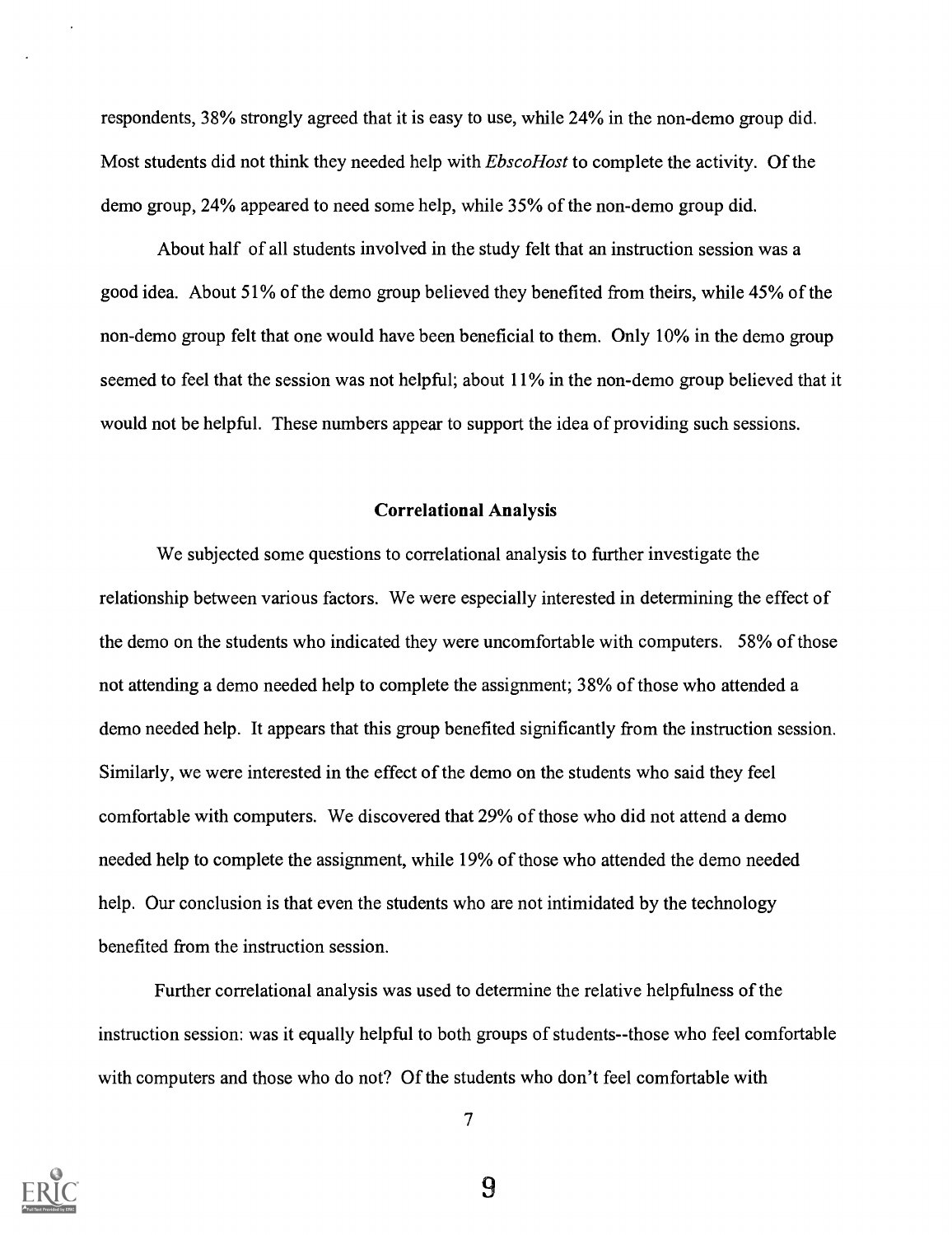respondents, 38% strongly agreed that it is easy to use, while 24% in the non-demo group did. Most students did not think they needed help with *EbscoHost* to complete the activity. Of the demo group, 24% appeared to need some help, while 35% of the non-demo group did.

About half of all students involved in the study felt that an instruction session was a good idea. About 51% of the demo group believed they benefited from theirs, while 45% of the non-demo group felt that one would have been beneficial to them. Only 10% in the demo group seemed to feel that the session was not helpful; about 11% in the non-demo group believed that it would not be helpful. These numbers appear to support the idea of providing such sessions.

## Correlational Analysis

We subjected some questions to correlational analysis to further investigate the relationship between various factors. We were especially interested in determining the effect of the demo on the students who indicated they were uncomfortable with computers. 58% of those not attending a demo needed help to complete the assignment; 38% of those who attended a demo needed help. It appears that this group benefited significantly from the instruction session. Similarly, we were interested in the effect of the demo on the students who said they feel comfortable with computers. We discovered that 29% of those who did not attend a demo needed help to complete the assignment, while 19% of those who attended the demo needed help. Our conclusion is that even the students who are not intimidated by the technology benefited from the instruction session.

Further correlational analysis was used to determine the relative helpfulness of the instruction session: was it equally helpful to both groups of students--those who feel comfortable with computers and those who do not? Of the students who don't feel comfortable with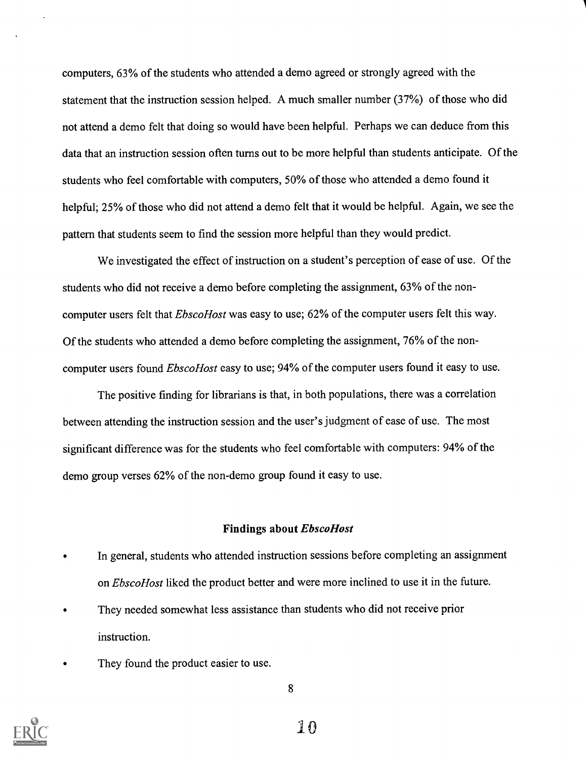computers, 63% of the students who attended a demo agreed or strongly agreed with the statement that the instruction session helped. A much smaller number (37%) of those who did not attend a demo felt that doing so would have been helpful. Perhaps we can deduce from this data that an instruction session often turns out to be more helpful than students anticipate. Of the students who feel comfortable with computers, 50% of those who attended a demo found it helpful; 25% of those who did not attend a demo felt that it would be helpful. Again, we see the pattern that students seem to find the session more helpful than they would predict.

We investigated the effect of instruction on a student's perception of ease of use. Of the students who did not receive a demo before completing the assignment, 63% of the non-computer users felt that *EbscoHost* was easy to use; 62% of the computer users felt this way. Of the students who attended a demo before completing the assignment, 76% of the non-computer users found *EbscoHost* easy to use; 94% of the computer users found it easy to use.

The positive finding for librarians is that, in both populations, there was a correlation between attending the instruction session and the user's judgment of ease of use. The most significant difference was for the students who feel comfortable with computers: 94% of the demo group verses 62% of the non-demo group found it easy to use.

### Findings about *EbscoHost*

- In general, students who attended instruction sessions before completing an assignment on *EbscoHost* liked the product better and were more inclined to use it in the future.
- They needed somewhat less assistance than students who did not receive prior instruction.
- They found the product easier to use.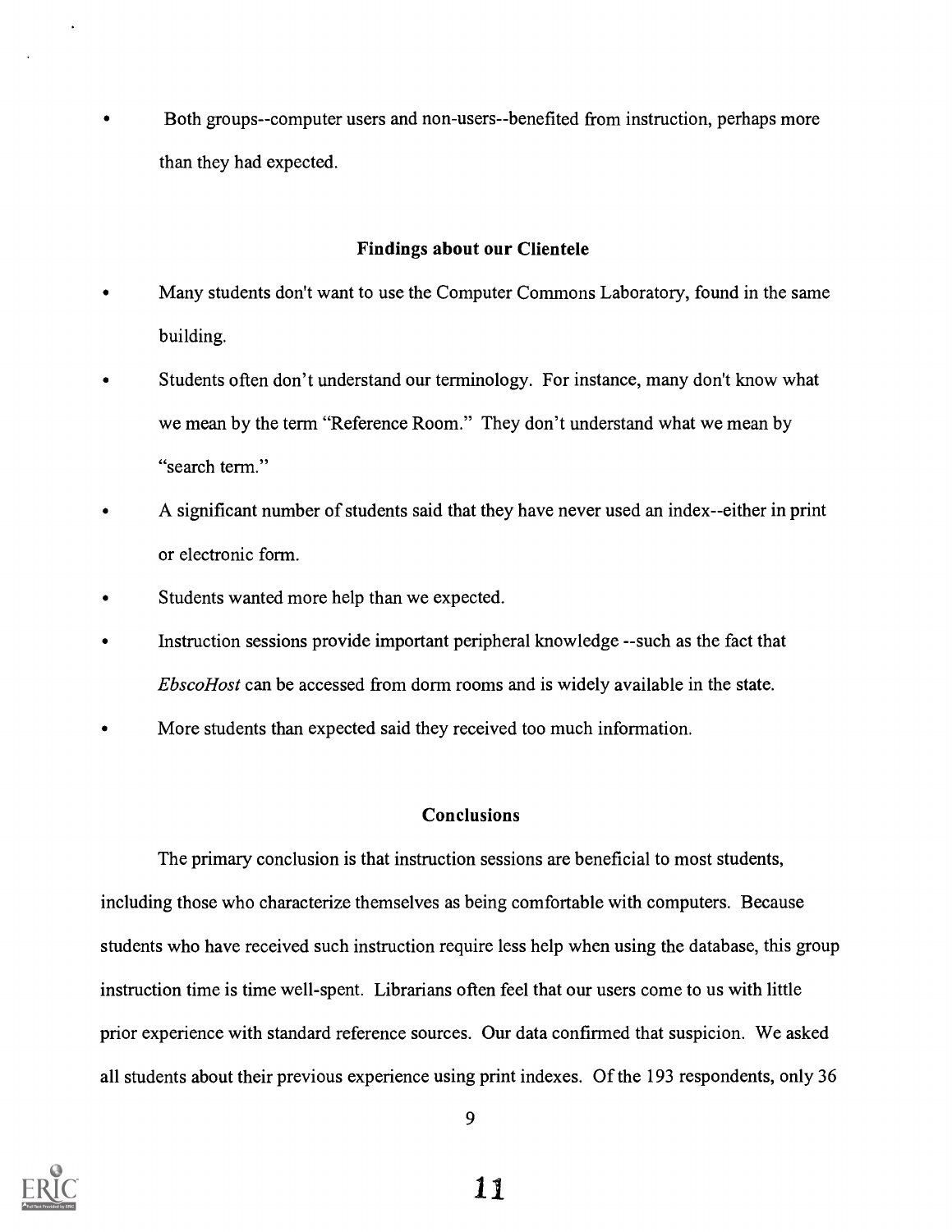- Both groups--computer users and non-users--benefited from instruction, perhaps more than they had expected.

### Findings about our Clientele

- Many students don't want to use the Computer Commons Laboratory, found in the same building.
- Students often don't understand our terminology. For instance, many don't know what we mean by the term "Reference Room." They don't understand what we mean by "search term."
- A significant number of students said that they have never used an index--either in print or electronic form.
- Students wanted more help than we expected.
- Instruction sessions provide important peripheral knowledge --such as the fact that *EbscoHost* can be accessed from dorm rooms and is widely available in the state.
- More students than expected said they received too much information.

### Conclusions

The primary conclusion is that instruction sessions are beneficial to most students, including those who characterize themselves as being comfortable with computers. Because students who have received such instruction require less help when using the database, this group instruction time is time well-spent. Librarians often feel that our users come to us with little prior experience with standard reference sources. Our data confirmed that suspicion. We asked all students about their previous experience using print indexes. Of the 193 respondents, only 36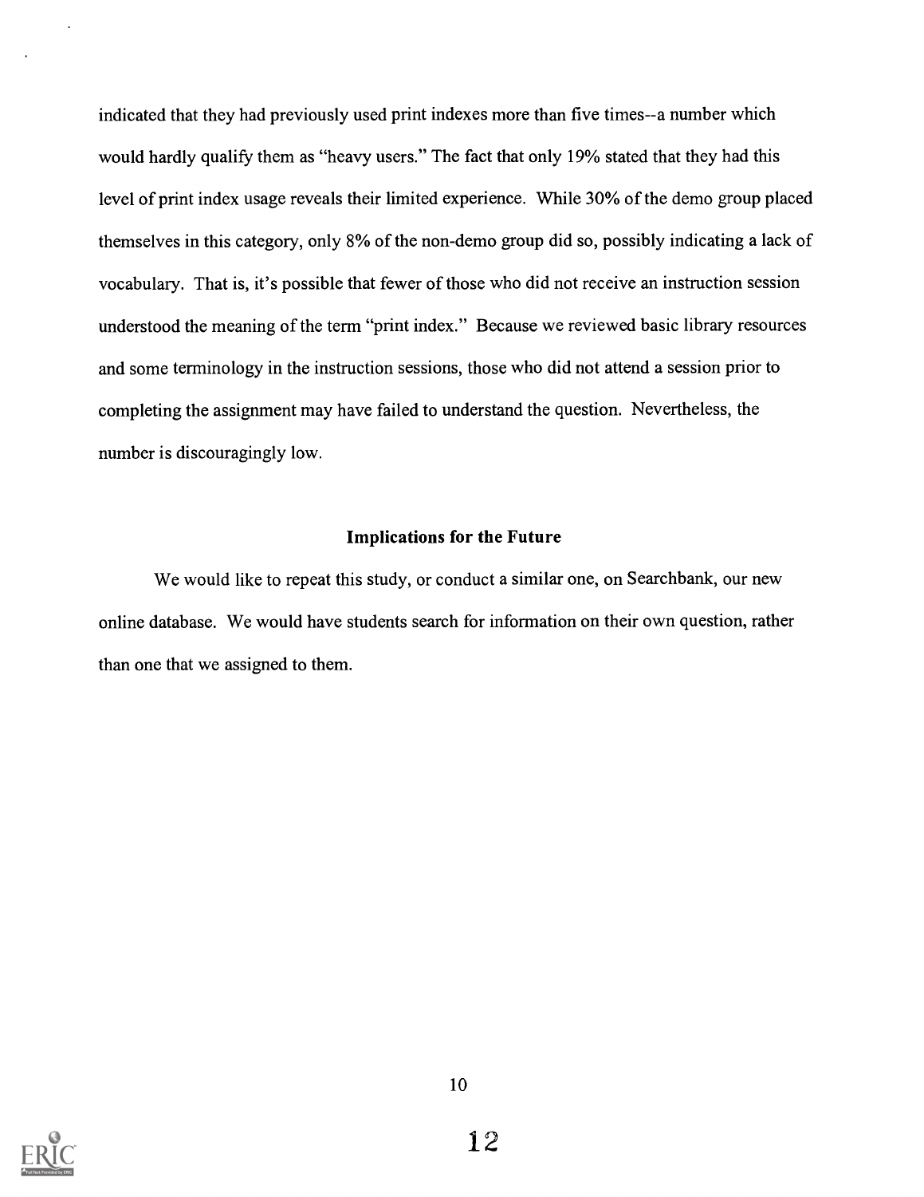indicated that they had previously used print indexes more than five times--a number which would hardly qualify them as "heavy users." The fact that only 19% stated that they had this level of print index usage reveals their limited experience. While 30% of the demo group placed themselves in this category, only 8% of the non-demo group did so, possibly indicating a lack of vocabulary. That is, it's possible that fewer of those who did not receive an instruction session understood the meaning of the term "print index." Because we reviewed basic library resources and some terminology in the instruction sessions, those who did not attend a session prior to completing the assignment may have failed to understand the question. Nevertheless, the number is discouragingly low.

### Implications for the Future

We would like to repeat this study, or conduct a similar one, on Searchbank, our new online database. We would have students search for information on their own question, rather than one that we assigned to them.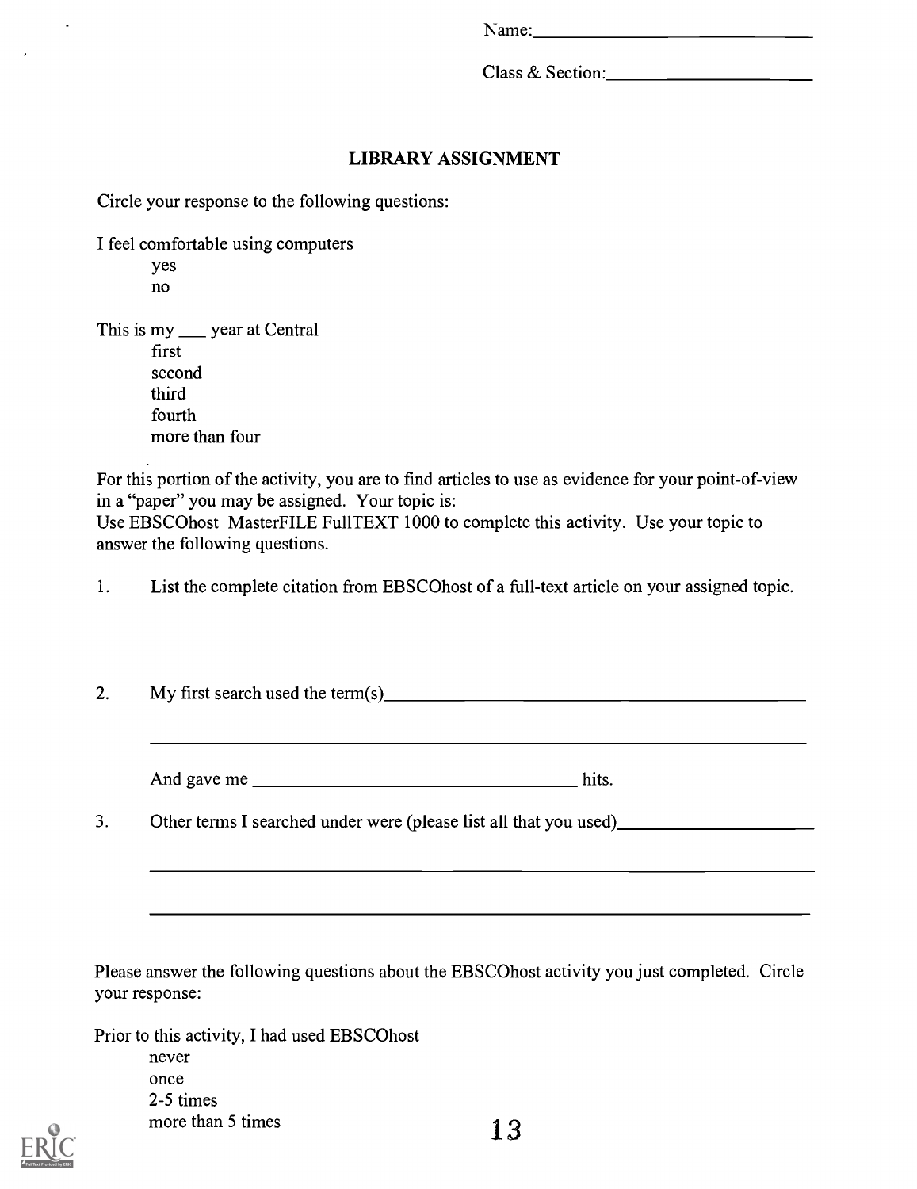Name:______________________________

Class & Section:______________________

## LIBRARY ASSIGNMENT

Circle your response to the following questions:

I feel comfortable using computers

- yes
- no

This is my ___ year at Central

- first
- second
- third
- fourth
- more than four

For this portion of the activity, you are to find articles to use as evidence for your point-of-view in a "paper" you may be assigned. Your topic is:
Use EBSCOhost MasterFILE FullTEXT 1000 to complete this activity. Use your topic to answer the following questions.

1. List the complete citation from EBSCOhost of a full-text article on your assigned topic.

2. My first search used the term(s)_______________________________________________

   ______________________________________________________________________________

   And gave me ________________________________ hits.

3. Other terms I searched under were (please list all that you used)_____________________

   ______________________________________________________________________________

   ______________________________________________________________________________

Please answer the following questions about the EBSCOhost activity you just completed. Circle your response:

Prior to this activity, I had used EBSCOhost

- never
- once
- 2-5 times
- more than 5 times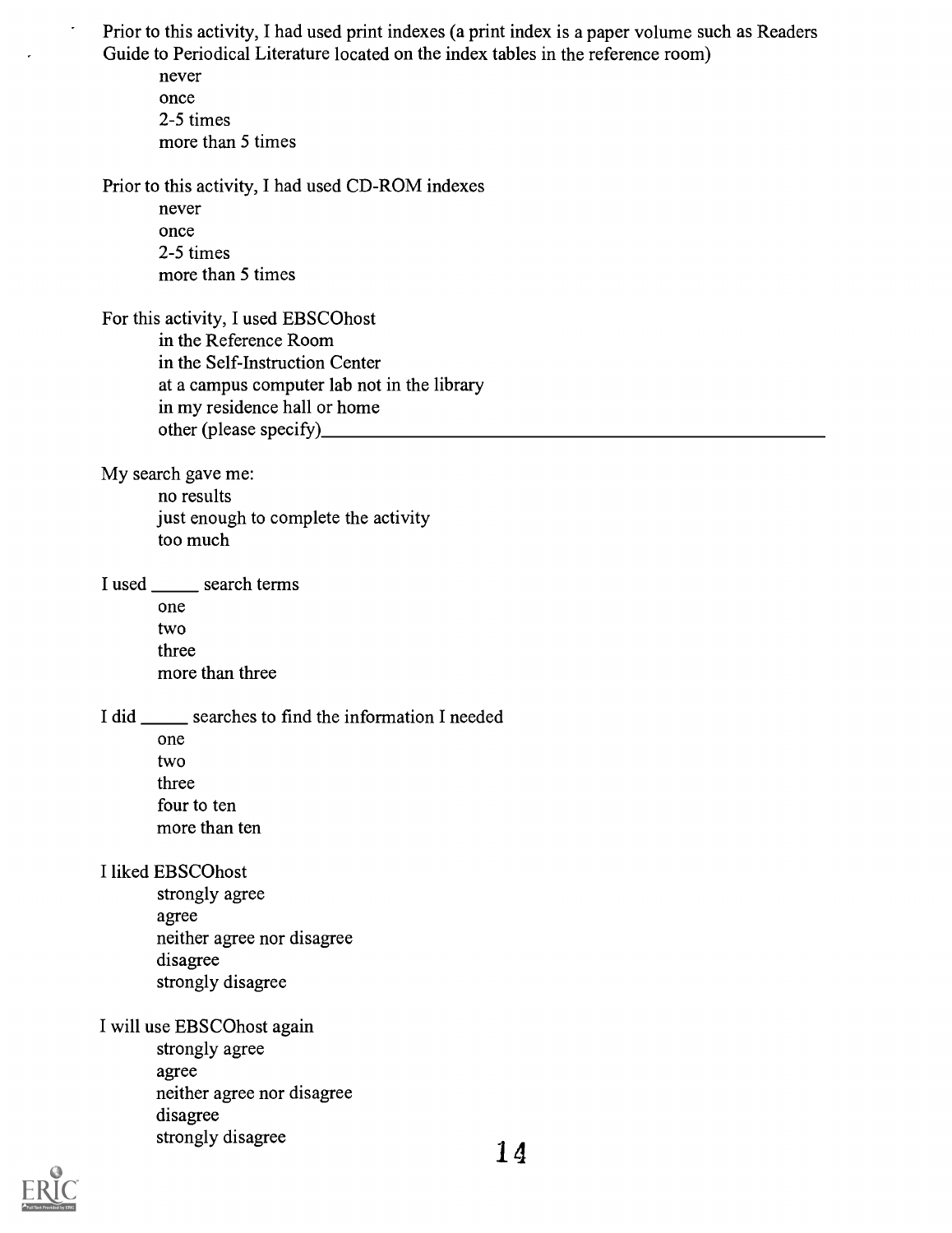Prior to this activity, I had used print indexes (a print index is a paper volume such as Readers Guide to Periodical Literature located on the index tables in the reference room)

- never
- once
- 2-5 times
- more than 5 times

Prior to this activity, I had used CD-ROM indexes

- never
- once
- 2-5 times
- more than 5 times

For this activity, I used EBSCOhost

- in the Reference Room
- in the Self-Instruction Center
- at a campus computer lab not in the library
- in my residence hall or home
- other (please specify)________________________________________

My search gave me:

- no results
- just enough to complete the activity
- too much

I used _____ search terms

- one
- two
- three
- more than three

I did _____ searches to find the information I needed

- one
- two
- three
- four to ten
- more than ten

I liked EBSCOhost

- strongly agree
- agree
- neither agree nor disagree
- disagree
- strongly disagree

I will use EBSCOhost again

- strongly agree
- agree
- neither agree nor disagree
- disagree
- strongly disagree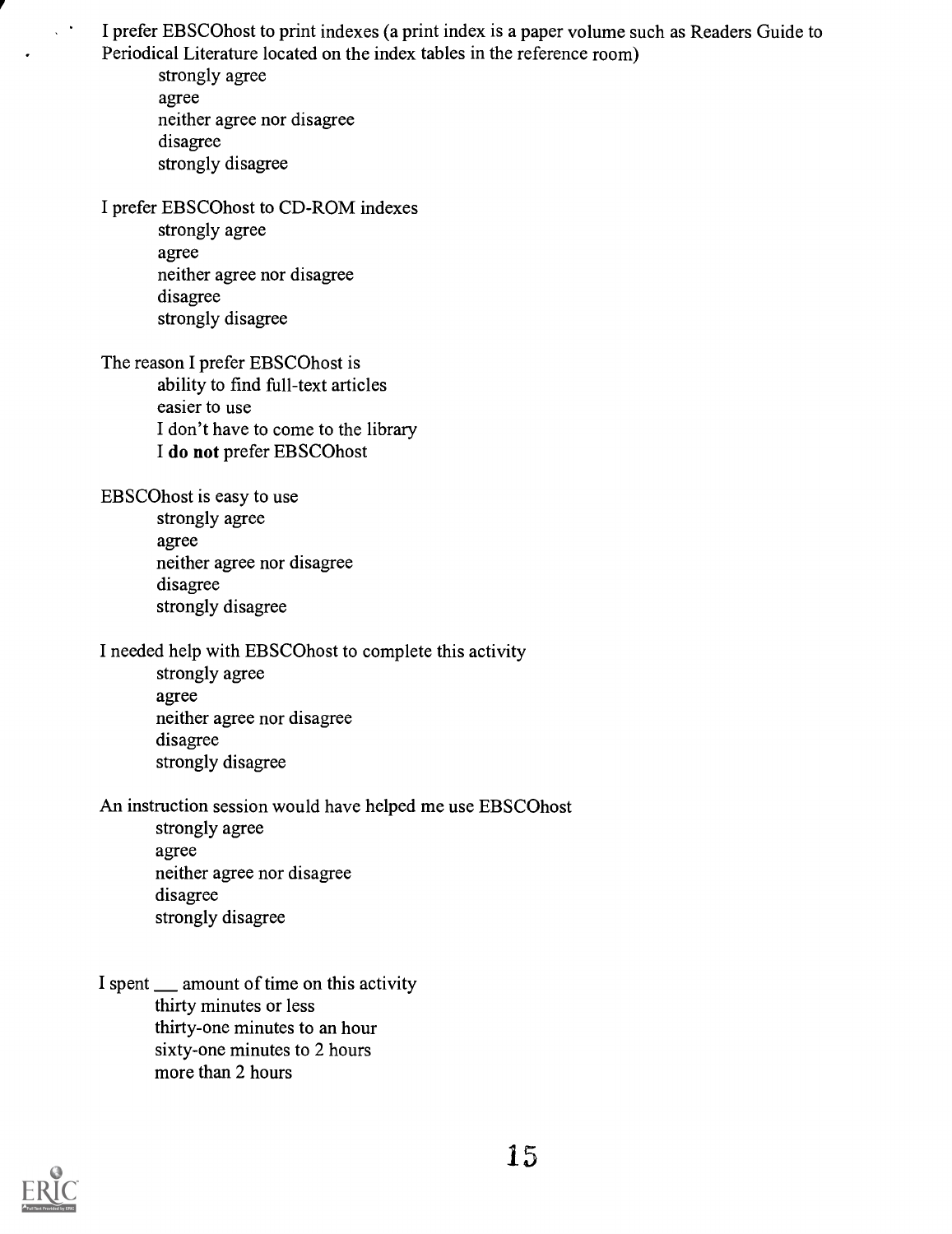I prefer EBSCOhost to print indexes (a print index is a paper volume such as Readers Guide to Periodical Literature located on the index tables in the reference room)

- strongly agree
- agree
- neither agree nor disagree
- disagree
- strongly disagree

I prefer EBSCOhost to CD-ROM indexes

- strongly agree
- agree
- neither agree nor disagree
- disagree
- strongly disagree

The reason I prefer EBSCOhost is

- ability to find full-text articles
- easier to use
- I don't have to come to the library
- I **do not** prefer EBSCOhost

EBSCOhost is easy to use

- strongly agree
- agree
- neither agree nor disagree
- disagree
- strongly disagree

I needed help with EBSCOhost to complete this activity

- strongly agree
- agree
- neither agree nor disagree
- disagree
- strongly disagree

An instruction session would have helped me use EBSCOhost

- strongly agree
- agree
- neither agree nor disagree
- disagree
- strongly disagree

I spent ___ amount of time on this activity

- thirty minutes or less
- thirty-one minutes to an hour
- sixty-one minutes to 2 hours
- more than 2 hours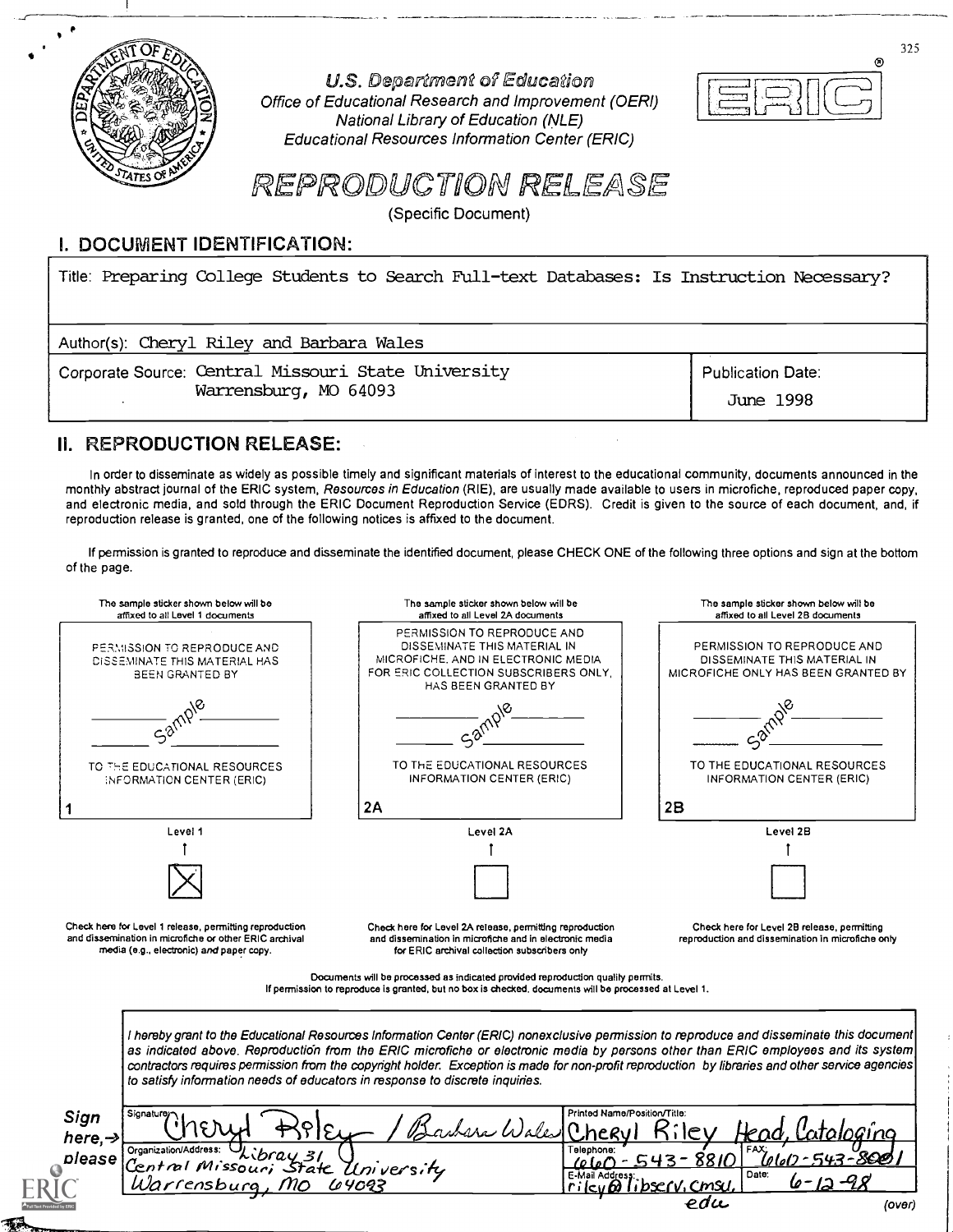U.S. Department of Education
Office of Educational Research and Improvement (OERI)
National Library of Education (NLE)
Educational Resources Information Center (ERIC)

ERIC

# REPRODUCTION RELEASE

(Specific Document)

## I. DOCUMENT IDENTIFICATION:

Title: Preparing College Students to Search Full-text Databases: Is Instruction Necessary?

Author(s): Cheryl Riley and Barbara Wales

Corporate Source: Central Missouri State University
Warrensburg, MO 64093

Publication Date: June 1998

## II. REPRODUCTION RELEASE:

In order to disseminate as widely as possible timely and significant materials of interest to the educational community, documents announced in the monthly abstract journal of the ERIC system, *Resources in Education* (RIE), are usually made available to users in microfiche, reproduced paper copy, and electronic media, and sold through the ERIC Document Reproduction Service (EDRS). Credit is given to the source of each document, and, if reproduction release is granted, one of the following notices is affixed to the document.

If permission is granted to reproduce and disseminate the identified document, please CHECK ONE of the following three options and sign at the bottom of the page.

| The sample sticker shown below will be affixed to all Level 1 documents | The sample sticker shown below will be affixed to all Level 2A documents | The sample sticker shown below will be affixed to all Level 2B documents |
|---|---|---|
| PERMISSION TO REPRODUCE AND DISSEMINATE THIS MATERIAL HAS BEEN GRANTED BY<br>Sample<br>TO THE EDUCATIONAL RESOURCES INFORMATION CENTER (ERIC) | PERMISSION TO REPRODUCE AND DISSEMINATE THIS MATERIAL IN MICROFICHE, AND IN ELECTRONIC MEDIA FOR ERIC COLLECTION SUBSCRIBERS ONLY, HAS BEEN GRANTED BY<br>Sample<br>TO THE EDUCATIONAL RESOURCES INFORMATION CENTER (ERIC) | PERMISSION TO REPRODUCE AND DISSEMINATE THIS MATERIAL IN MICROFICHE ONLY HAS BEEN GRANTED BY<br>Sample<br>TO THE EDUCATIONAL RESOURCES INFORMATION CENTER (ERIC) |
| 1 | 2A | 2B |
| Level 1 | Level 2A | Level 2B |
| [X] | [ ] | [ ] |
| Check here for Level 1 release, permitting reproduction and dissemination in microfiche or other ERIC archival media (e.g., electronic) *and* paper copy. | Check here for Level 2A release, permitting reproduction and dissemination in microfiche and in electronic media for ERIC archival collection subscribers only | Check here for Level 2B release, permitting reproduction and dissemination in microfiche only |

Documents will be processed as indicated provided reproduction quality permits.
If permission to reproduce is granted, but no box is checked, documents will be processed at Level 1.

*I hereby grant to the Educational Resources Information Center (ERIC) nonexclusive permission to reproduce and disseminate this document as indicated above. Reproduction from the ERIC microfiche or electronic media by persons other than ERIC employees and its system contractors requires permission from the copyright holder. Exception is made for non-profit reproduction by libraries and other service agencies to satisfy information needs of educators in response to discrete inquiries.*

Sign here, → please

| | |
|---|---|
| Signature: Cheryl Riley / Barbara Wales | Printed Name/Position/Title: Cheryl Riley Head, Cataloging |
| Organization/Address: Library 31 Central Missouri State University Warrensburg, MO 64093 | Telephone: 660-543-8810 FAX: 660-543-8001 |
| | E-Mail Address: riley@libserv.cmsu.edu Date: 6-12-98 |

(over)